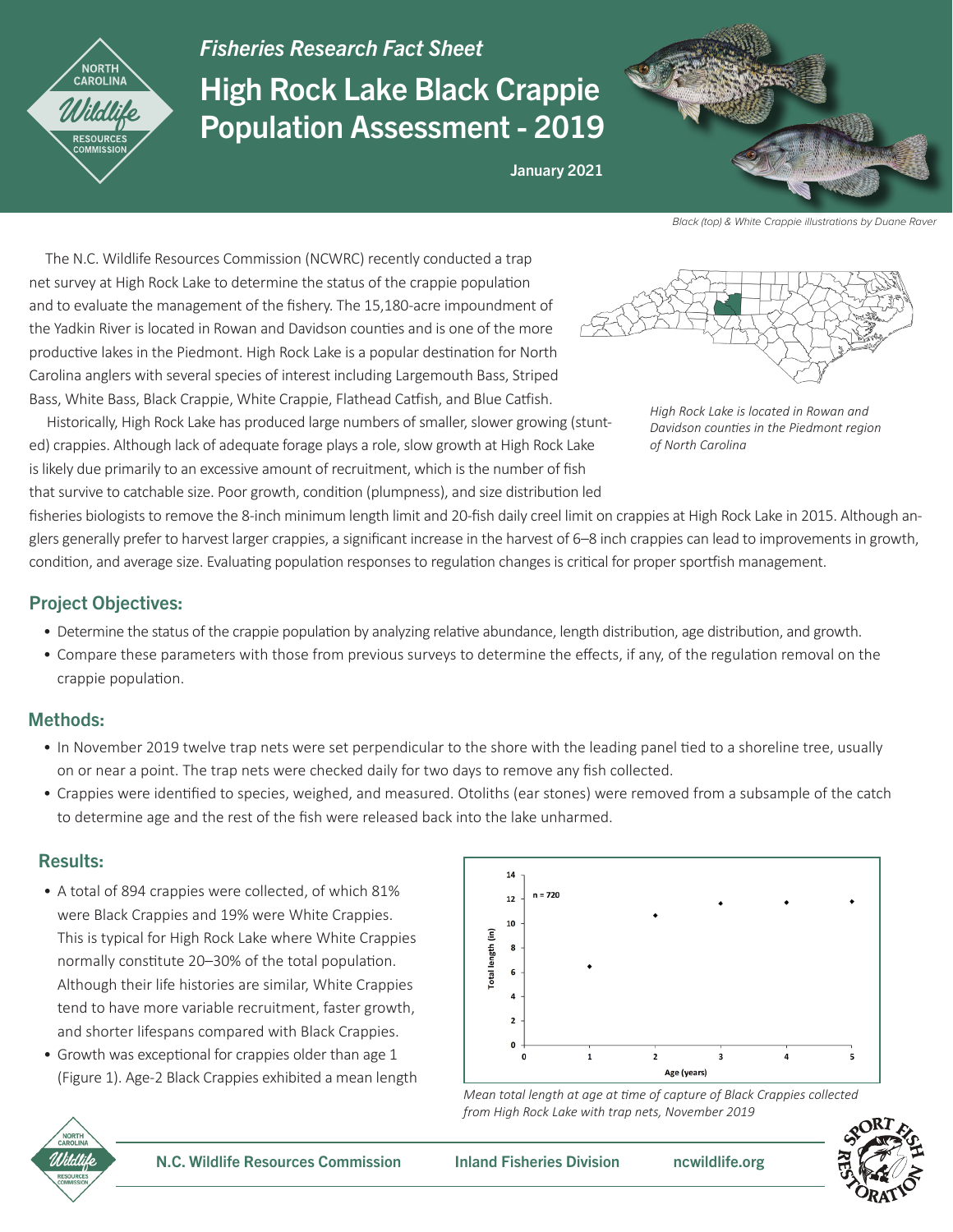*Fisheries Research Fact Sheet*

# High Rock Lake Black Crappie Population Assessment - 2019

**January 2021**

*Black (top) & White Crappie illustrations by Duane Raver*

The N.C. Wildlife Resources Commission (NCWRC) recently conducted a trap net survey at High Rock Lake to determine the status of the crappie population and to evaluate the management of the fishery. The 15,180-acre impoundment of the Yadkin River is located in Rowan and Davidson counties and is one of the more productive lakes in the Piedmont. High Rock Lake is a popular destination for North Carolina anglers with several species of interest including Largemouth Bass, Striped Bass, White Bass, Black Crappie, White Crappie, Flathead Catfish, and Blue Catfish.

*High Rock Lake is located in Rowan and Davidson counties in the Piedmont region of North Carolina*

Historically, High Rock Lake has produced large numbers of smaller, slower growing (stunted) crappies. Although lack of adequate forage plays a role, slow growth at High Rock Lake is likely due primarily to an excessive amount of recruitment, which is the number of fish that survive to catchable size. Poor growth, condition (plumpness), and size distribution led fisheries biologists to remove the 8-inch minimum length limit and 20-fish daily creel limit on crappies at High Rock Lake in 2015. Although anglers generally prefer to harvest larger crappies, a significant increase in the harvest of 6–8 inch crappies can lead to improvements in growth, condition, and average size. Evaluating population responses to regulation changes is critical for proper sportfish management.

## Project Objectives:

- Determine the status of the crappie population by analyzing relative abundance, length distribution, age distribution, and growth.
- Compare these parameters with those from previous surveys to determine the effects, if any, of the regulation removal on the crappie population.

## Methods:

- In November 2019 twelve trap nets were set perpendicular to the shore with the leading panel tied to a shoreline tree, usually on or near a point. The trap nets were checked daily for two days to remove any fish collected.
- Crappies were identified to species, weighed, and measured. Otoliths (ear stones) were removed from a subsample of the catch to determine age and the rest of the fish were released back into the lake unharmed.

## Results:

- A total of 894 crappies were collected, of which 81% were Black Crappies and 19% were White Crappies. This is typical for High Rock Lake where White Crappies normally constitute 20–30% of the total population. Although their life histories are similar, White Crappies tend to have more variable recruitment, faster growth, and shorter lifespans compared with Black Crappies.
- Growth was exceptional for crappies older than age 1 (Figure 1). Age-2 Black Crappies exhibited a mean length

*Mean total length at age at time of capture of Black Crappies collected from High Rock Lake with trap nets, November 2019*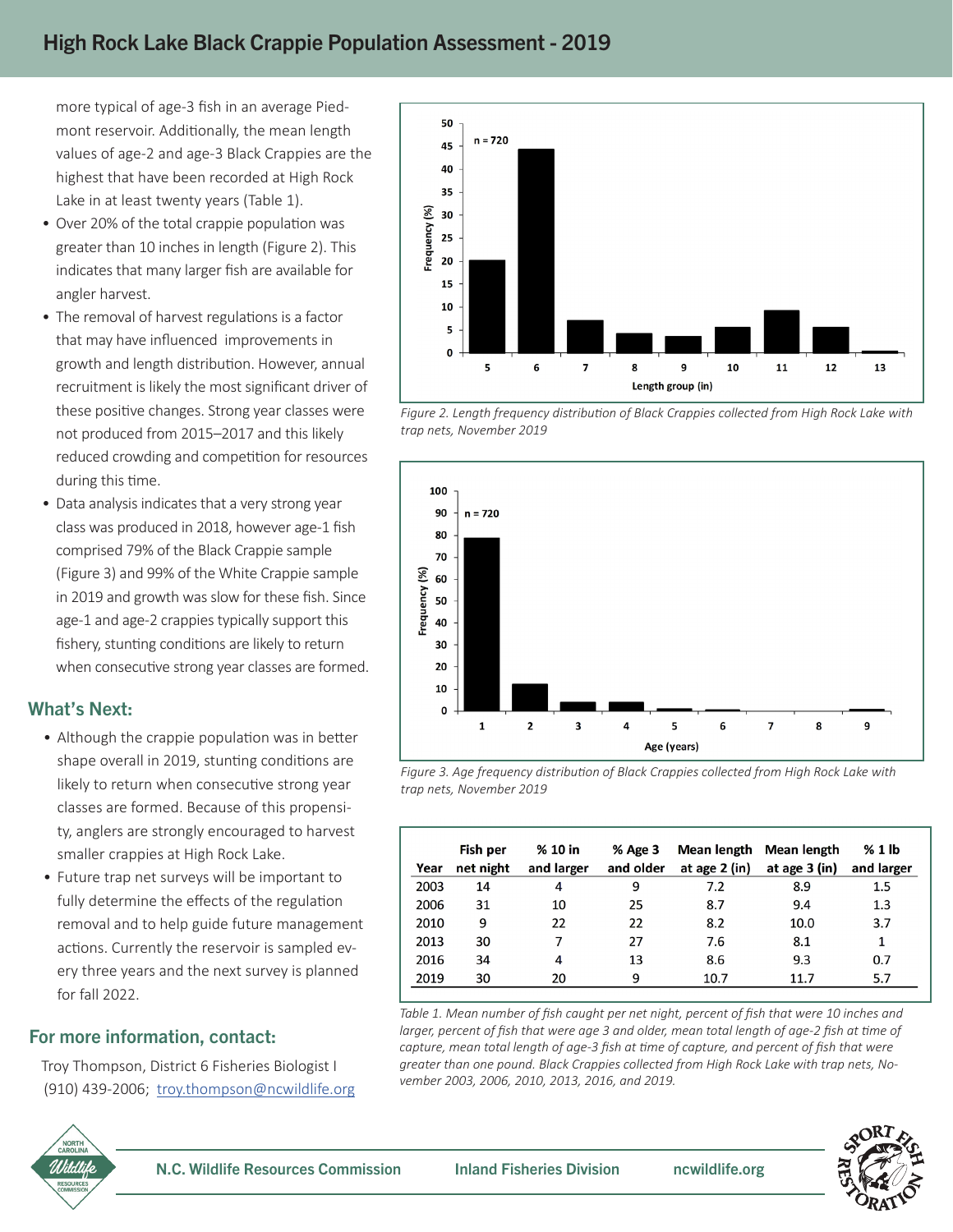more typical of age-3 fish in an average Piedmont reservoir. Additionally, the mean length values of age-2 and age-3 Black Crappies are the highest that have been recorded at High Rock Lake in at least twenty years (Table 1).

- Over 20% of the total crappie population was greater than 10 inches in length (Figure 2). This indicates that many larger fish are available for angler harvest.
- The removal of harvest regulations is a factor that may have influenced improvements in growth and length distribution. However, annual recruitment is likely the most significant driver of these positive changes. Strong year classes were not produced from 2015–2017 and this likely reduced crowding and competition for resources during this time.
- Data analysis indicates that a very strong year class was produced in 2018, however age-1 fish comprised 79% of the Black Crappie sample (Figure 3) and 99% of the White Crappie sample in 2019 and growth was slow for these fish. Since age-1 and age-2 crappies typically support this fishery, stunting conditions are likely to return when consecutive strong year classes are formed.

## What's Next:

- Although the crappie population was in better shape overall in 2019, stunting conditions are likely to return when consecutive strong year classes are formed. Because of this propensity, anglers are strongly encouraged to harvest smaller crappies at High Rock Lake.
- Future trap net surveys will be important to fully determine the effects of the regulation removal and to help guide future management actions. Currently the reservoir is sampled every three years and the next survey is planned for fall 2022.

## For more information, contact:

Troy Thompson, District 6 Fisheries Biologist I
(910) 439-2006; troy.thompson@ncwildlife.org

n = 720
Frequency (%)
Length group (in)
5 6 7 8 9 10 11 12 13

*Figure 2. Length frequency distribution of Black Crappies collected from High Rock Lake with trap nets, November 2019*

n = 720
Frequency (%)
Age (years)
1 2 3 4 5 6 7 8 9

*Figure 3. Age frequency distribution of Black Crappies collected from High Rock Lake with trap nets, November 2019*

| Year | Fish per net night | % 10 in and larger | % Age 3 and older | Mean length at age 2 (in) | Mean length at age 3 (in) | % 1 lb and larger |
|---|---|---|---|---|---|---|
| 2003 | 14 | 4 | 9 | 7.2 | 8.9 | 1.5 |
| 2006 | 31 | 10 | 25 | 8.7 | 9.4 | 1.3 |
| 2010 | 9 | 22 | 22 | 8.2 | 10.0 | 3.7 |
| 2013 | 30 | 7 | 27 | 7.6 | 8.1 | 1 |
| 2016 | 34 | 4 | 13 | 8.6 | 9.3 | 0.7 |
| 2019 | 30 | 20 | 9 | 10.7 | 11.7 | 5.7 |

*Table 1. Mean number of fish caught per net night, percent of fish that were 10 inches and larger, percent of fish that were age 3 and older, mean total length of age-2 fish at time of capture, mean total length of age-3 fish at time of capture, and percent of fish that were greater than one pound. Black Crappies collected from High Rock Lake with trap nets, November 2003, 2006, 2010, 2013, 2016, and 2019.*